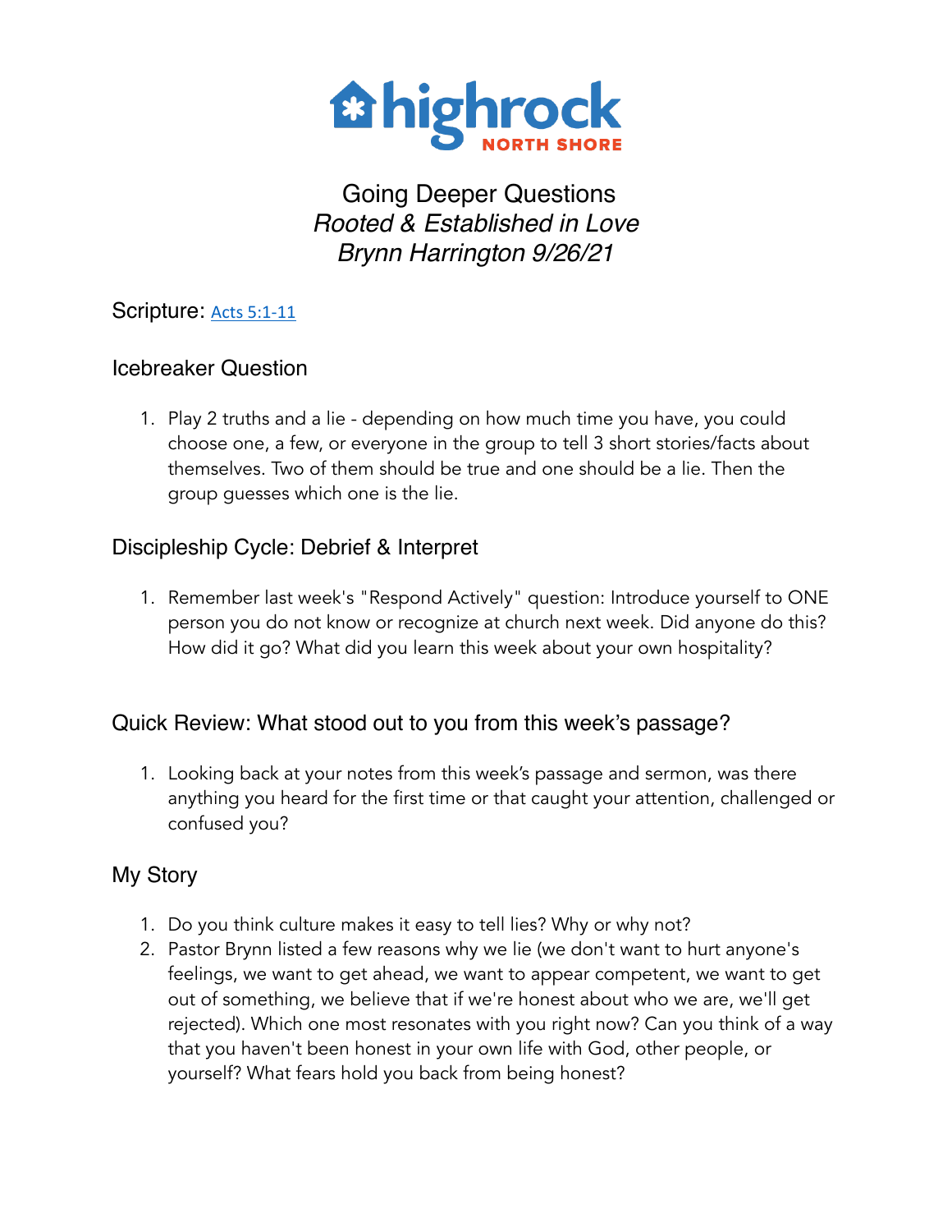highrock NORTH SHORE

# Going Deeper Questions
## *Rooted & Established in Love*
## *Brynn Harrington 9/26/21*

Scripture: [Acts 5:1-11]

## Icebreaker Question

1. Play 2 truths and a lie - depending on how much time you have, you could choose one, a few, or everyone in the group to tell 3 short stories/facts about themselves. Two of them should be true and one should be a lie. Then the group guesses which one is the lie.

## Discipleship Cycle: Debrief & Interpret

1. Remember last week's "Respond Actively" question: Introduce yourself to ONE person you do not know or recognize at church next week. Did anyone do this? How did it go? What did you learn this week about your own hospitality?

## Quick Review: What stood out to you from this week's passage?

1. Looking back at your notes from this week's passage and sermon, was there anything you heard for the first time or that caught your attention, challenged or confused you?

## My Story

1. Do you think culture makes it easy to tell lies? Why or why not?
2. Pastor Brynn listed a few reasons why we lie (we don't want to hurt anyone's feelings, we want to get ahead, we want to appear competent, we want to get out of something, we believe that if we're honest about who we are, we'll get rejected). Which one most resonates with you right now? Can you think of a way that you haven't been honest in your own life with God, other people, or yourself? What fears hold you back from being honest?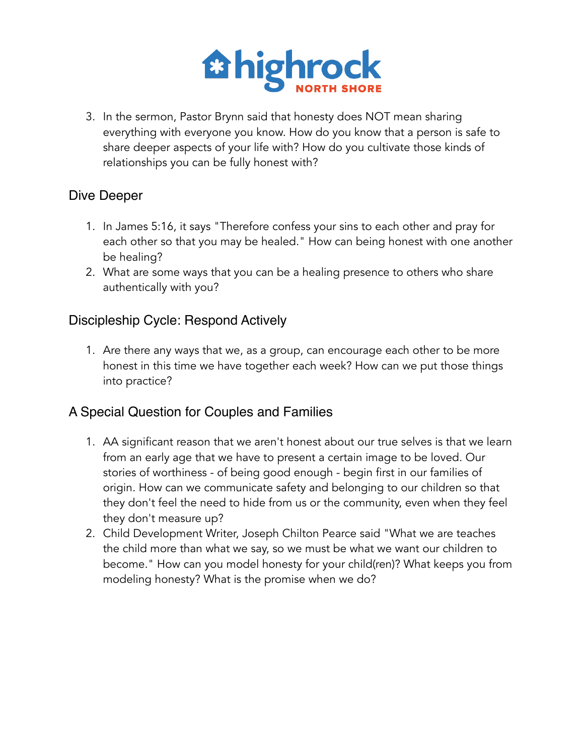3. In the sermon, Pastor Brynn said that honesty does NOT mean sharing everything with everyone you know. How do you know that a person is safe to share deeper aspects of your life with? How do you cultivate those kinds of relationships you can be fully honest with?

## Dive Deeper

1. In James 5:16, it says "Therefore confess your sins to each other and pray for each other so that you may be healed." How can being honest with one another be healing?
2. What are some ways that you can be a healing presence to others who share authentically with you?

## Discipleship Cycle: Respond Actively

1. Are there any ways that we, as a group, can encourage each other to be more honest in this time we have together each week? How can we put those things into practice?

## A Special Question for Couples and Families

1. AA significant reason that we aren't honest about our true selves is that we learn from an early age that we have to present a certain image to be loved. Our stories of worthiness - of being good enough - begin first in our families of origin. How can we communicate safety and belonging to our children so that they don't feel the need to hide from us or the community, even when they feel they don't measure up?
2. Child Development Writer, Joseph Chilton Pearce said "What we are teaches the child more than what we say, so we must be what we want our children to become." How can you model honesty for your child(ren)? What keeps you from modeling honesty? What is the promise when we do?